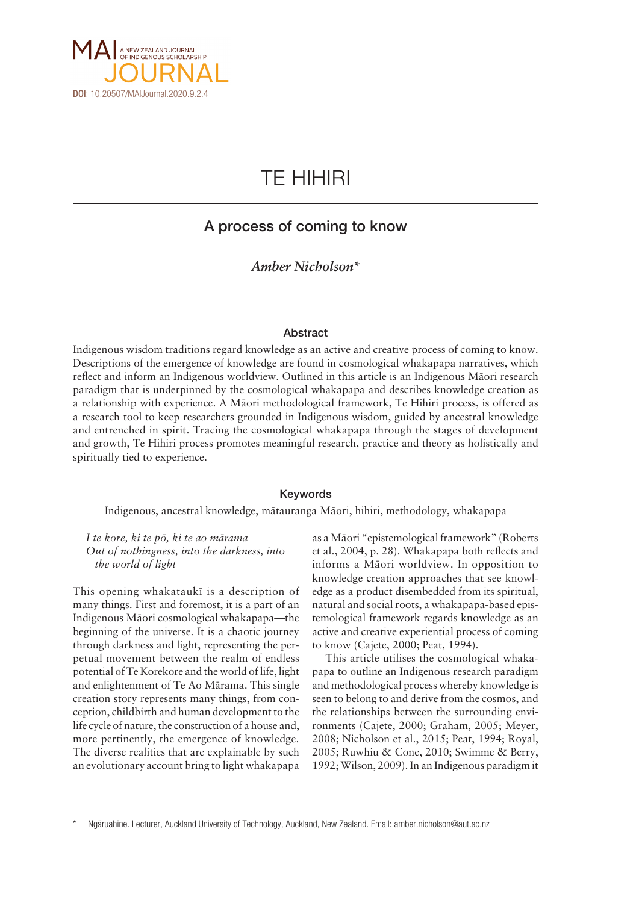MAI JOURNAL — A NEW ZEALAND JOURNAL OF INDIGENOUS SCHOLARSHIP

**DOI**: 10.20507/MAIJournal.2020.9.2.4

# TE HIHIRI

## A process of coming to know

*Amber Nicholson**

### Abstract

Indigenous wisdom traditions regard knowledge as an active and creative process of coming to know. Descriptions of the emergence of knowledge are found in cosmological whakapapa narratives, which reflect and inform an Indigenous worldview. Outlined in this article is an Indigenous Māori research paradigm that is underpinned by the cosmological whakapapa and describes knowledge creation as a relationship with experience. A Māori methodological framework, Te Hihiri process, is offered as a research tool to keep researchers grounded in Indigenous wisdom, guided by ancestral knowledge and entrenched in spirit. Tracing the cosmological whakapapa through the stages of development and growth, Te Hihiri process promotes meaningful research, practice and theory as holistically and spiritually tied to experience.

### Keywords

Indigenous, ancestral knowledge, mātauranga Māori, hihiri, methodology, whakapapa

*I te kore, ki te pō, ki te ao mārama*
*Out of nothingness, into the darkness, into the world of light*

This opening whakataukī is a description of many things. First and foremost, it is a part of an Indigenous Māori cosmological whakapapa—the beginning of the universe. It is a chaotic journey through darkness and light, representing the perpetual movement between the realm of endless potential of Te Korekore and the world of life, light and enlightenment of Te Ao Mārama. This single creation story represents many things, from conception, childbirth and human development to the life cycle of nature, the construction of a house and, more pertinently, the emergence of knowledge. The diverse realities that are explainable by such an evolutionary account bring to light whakapapa as a Māori "epistemological framework" (Roberts et al., 2004, p. 28). Whakapapa both reflects and informs a Māori worldview. In opposition to knowledge creation approaches that see knowledge as a product disembedded from its spiritual, natural and social roots, a whakapapa-based epistemological framework regards knowledge as an active and creative experiential process of coming to know (Cajete, 2000; Peat, 1994).

This article utilises the cosmological whakapapa to outline an Indigenous research paradigm and methodological process whereby knowledge is seen to belong to and derive from the cosmos, and the relationships between the surrounding environments (Cajete, 2000; Graham, 2005; Meyer, 2008; Nicholson et al., 2015; Peat, 1994; Royal, 2005; Ruwhiu & Cone, 2010; Swimme & Berry, 1992; Wilson, 2009). In an Indigenous paradigm it

\* Ngāruahine. Lecturer, Auckland University of Technology, Auckland, New Zealand. Email: amber.nicholson@aut.ac.nz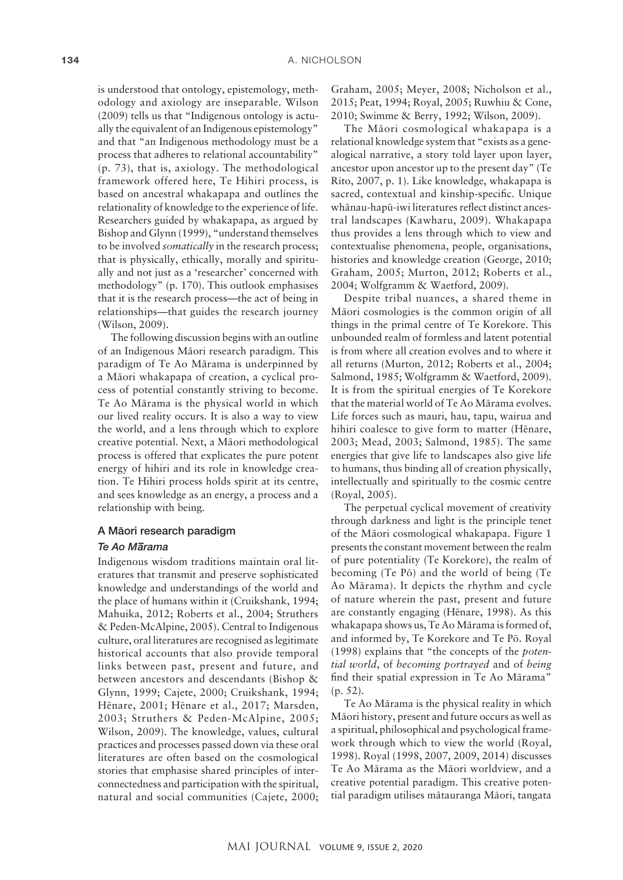is understood that ontology, epistemology, methodology and axiology are inseparable. Wilson (2009) tells us that "Indigenous ontology is actually the equivalent of an Indigenous epistemology" and that "an Indigenous methodology must be a process that adheres to relational accountability" (p. 73), that is, axiology. The methodological framework offered here, Te Hihiri process, is based on ancestral whakapapa and outlines the relationality of knowledge to the experience of life. Researchers guided by whakapapa, as argued by Bishop and Glynn (1999), "understand themselves to be involved *somatically* in the research process; that is physically, ethically, morally and spiritually and not just as a 'researcher' concerned with methodology" (p. 170). This outlook emphasises that it is the research process—the act of being in relationships—that guides the research journey (Wilson, 2009).

The following discussion begins with an outline of an Indigenous Māori research paradigm. This paradigm of Te Ao Mārama is underpinned by a Māori whakapapa of creation, a cyclical process of potential constantly striving to become. Te Ao Mārama is the physical world in which our lived reality occurs. It is also a way to view the world, and a lens through which to explore creative potential. Next, a Māori methodological process is offered that explicates the pure potent energy of hihiri and its role in knowledge creation. Te Hihiri process holds spirit at its centre, and sees knowledge as an energy, a process and a relationship with being.

## A Māori research paradigm

### *Te Ao Mārama*

Indigenous wisdom traditions maintain oral literatures that transmit and preserve sophisticated knowledge and understandings of the world and the place of humans within it (Cruikshank, 1994; Mahuika, 2012; Roberts et al., 2004; Struthers & Peden-McAlpine, 2005). Central to Indigenous culture, oral literatures are recognised as legitimate historical accounts that also provide temporal links between past, present and future, and between ancestors and descendants (Bishop & Glynn, 1999; Cajete, 2000; Cruikshank, 1994; Hēnare, 2001; Hēnare et al., 2017; Marsden, 2003; Struthers & Peden-McAlpine, 2005; Wilson, 2009). The knowledge, values, cultural practices and processes passed down via these oral literatures are often based on the cosmological stories that emphasise shared principles of interconnectedness and participation with the spiritual, natural and social communities (Cajete, 2000; Graham, 2005; Meyer, 2008; Nicholson et al., 2015; Peat, 1994; Royal, 2005; Ruwhiu & Cone, 2010; Swimme & Berry, 1992; Wilson, 2009).

The Māori cosmological whakapapa is a relational knowledge system that "exists as a genealogical narrative, a story told layer upon layer, ancestor upon ancestor up to the present day" (Te Rito, 2007, p. 1). Like knowledge, whakapapa is sacred, contextual and kinship-specific. Unique whānau-hapū-iwi literatures reflect distinct ancestral landscapes (Kawharu, 2009). Whakapapa thus provides a lens through which to view and contextualise phenomena, people, organisations, histories and knowledge creation (George, 2010; Graham, 2005; Murton, 2012; Roberts et al., 2004; Wolfgramm & Waetford, 2009).

Despite tribal nuances, a shared theme in Māori cosmologies is the common origin of all things in the primal centre of Te Korekore. This unbounded realm of formless and latent potential is from where all creation evolves and to where it all returns (Murton, 2012; Roberts et al., 2004; Salmond, 1985; Wolfgramm & Waetford, 2009). It is from the spiritual energies of Te Korekore that the material world of Te Ao Mārama evolves. Life forces such as mauri, hau, tapu, wairua and hihiri coalesce to give form to matter (Hēnare, 2003; Mead, 2003; Salmond, 1985). The same energies that give life to landscapes also give life to humans, thus binding all of creation physically, intellectually and spiritually to the cosmic centre (Royal, 2005).

The perpetual cyclical movement of creativity through darkness and light is the principle tenet of the Māori cosmological whakapapa. Figure 1 presents the constant movement between the realm of pure potentiality (Te Korekore), the realm of becoming (Te Pō) and the world of being (Te Ao Mārama). It depicts the rhythm and cycle of nature wherein the past, present and future are constantly engaging (Hēnare, 1998). As this whakapapa shows us, Te Ao Mārama is formed of, and informed by, Te Korekore and Te Pō. Royal (1998) explains that "the concepts of the *potential world*, of *becoming portrayed* and of *being* find their spatial expression in Te Ao Mārama" (p. 52).

Te Ao Mārama is the physical reality in which Māori history, present and future occurs as well as a spiritual, philosophical and psychological framework through which to view the world (Royal, 1998). Royal (1998, 2007, 2009, 2014) discusses Te Ao Mārama as the Māori worldview, and a creative potential paradigm. This creative potential paradigm utilises mātauranga Māori, tangata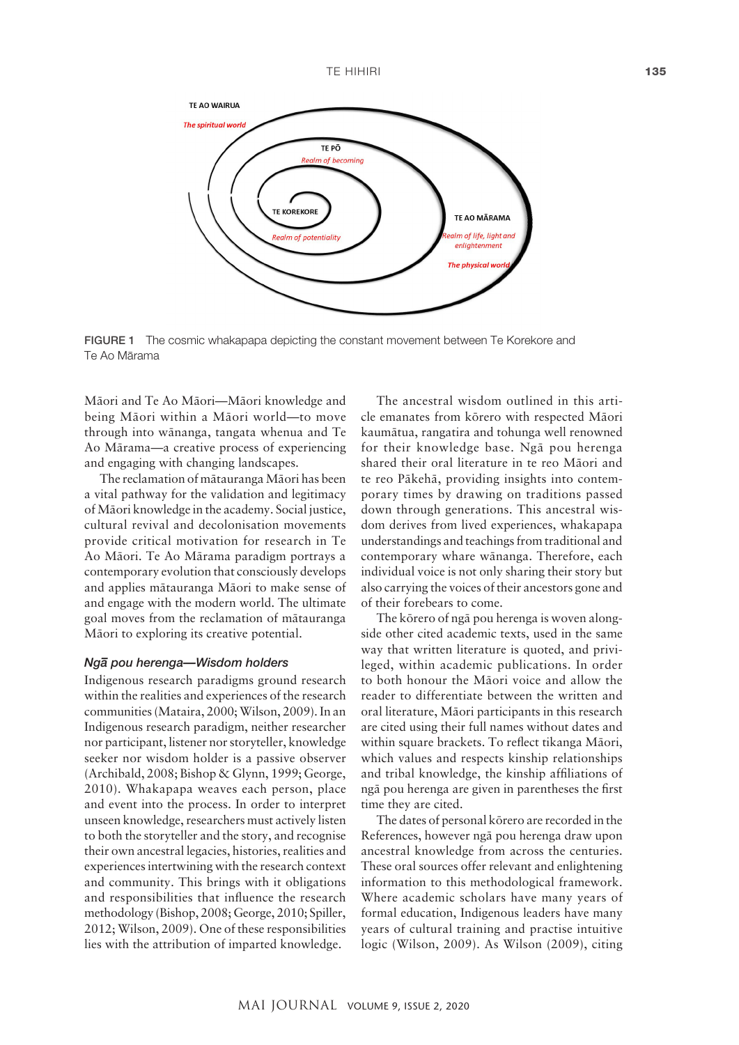TE AO WAIRUA

*The spiritual world*

TE PŌ

*Realm of becoming*

TE KOREKORE

*Realm of potentiality*

TE AO MĀRAMA

*Realm of life, light and enlightenment*

*The physical world*

**FIGURE 1** The cosmic whakapapa depicting the constant movement between Te Korekore and Te Ao Mārama

Māori and Te Ao Māori—Māori knowledge and being Māori within a Māori world—to move through into wānanga, tangata whenua and Te Ao Mārama—a creative process of experiencing and engaging with changing landscapes.

The reclamation of mātauranga Māori has been a vital pathway for the validation and legitimacy of Māori knowledge in the academy. Social justice, cultural revival and decolonisation movements provide critical motivation for research in Te Ao Māori. Te Ao Mārama paradigm portrays a contemporary evolution that consciously develops and applies mātauranga Māori to make sense of and engage with the modern world. The ultimate goal moves from the reclamation of mātauranga Māori to exploring its creative potential.

### *Ngā pou herenga—Wisdom holders*

Indigenous research paradigms ground research within the realities and experiences of the research communities (Mataira, 2000; Wilson, 2009). In an Indigenous research paradigm, neither researcher nor participant, listener nor storyteller, knowledge seeker nor wisdom holder is a passive observer (Archibald, 2008; Bishop & Glynn, 1999; George, 2010). Whakapapa weaves each person, place and event into the process. In order to interpret unseen knowledge, researchers must actively listen to both the storyteller and the story, and recognise their own ancestral legacies, histories, realities and experiences intertwining with the research context and community. This brings with it obligations and responsibilities that influence the research methodology (Bishop, 2008; George, 2010; Spiller, 2012; Wilson, 2009). One of these responsibilities lies with the attribution of imparted knowledge.

The ancestral wisdom outlined in this article emanates from kōrero with respected Māori kaumātua, rangatira and tohunga well renowned for their knowledge base. Ngā pou herenga shared their oral literature in te reo Māori and te reo Pākehā, providing insights into contemporary times by drawing on traditions passed down through generations. This ancestral wisdom derives from lived experiences, whakapapa understandings and teachings from traditional and contemporary whare wānanga. Therefore, each individual voice is not only sharing their story but also carrying the voices of their ancestors gone and of their forebears to come.

The kōrero of ngā pou herenga is woven alongside other cited academic texts, used in the same way that written literature is quoted, and privileged, within academic publications. In order to both honour the Māori voice and allow the reader to differentiate between the written and oral literature, Māori participants in this research are cited using their full names without dates and within square brackets. To reflect tikanga Māori, which values and respects kinship relationships and tribal knowledge, the kinship affiliations of ngā pou herenga are given in parentheses the first time they are cited.

The dates of personal kōrero are recorded in the References, however ngā pou herenga draw upon ancestral knowledge from across the centuries. These oral sources offer relevant and enlightening information to this methodological framework. Where academic scholars have many years of formal education, Indigenous leaders have many years of cultural training and practise intuitive logic (Wilson, 2009). As Wilson (2009), citing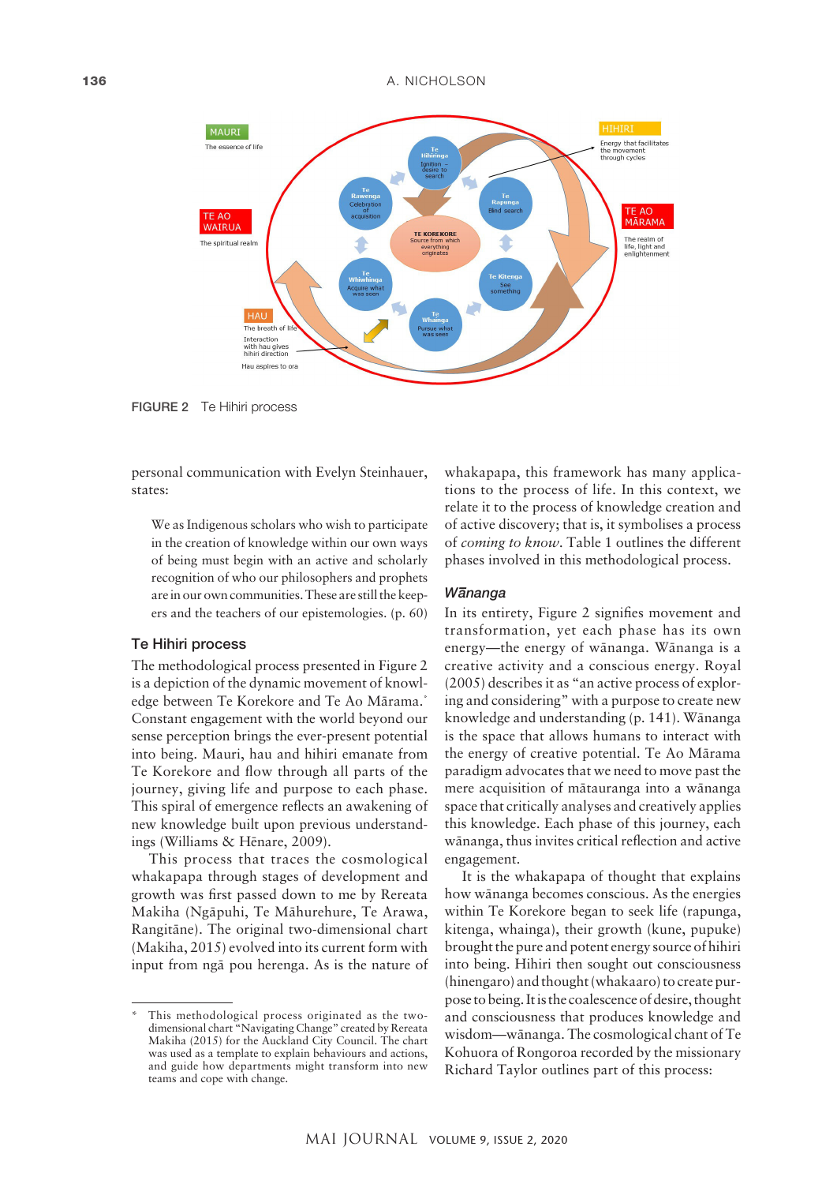FIGURE 2 Te Hihiri process

personal communication with Evelyn Steinhauer, states:

> We as Indigenous scholars who wish to participate in the creation of knowledge within our own ways of being must begin with an active and scholarly recognition of who our philosophers and prophets are in our own communities. These are still the keepers and the teachers of our epistemologies. (p. 60)

### Te Hihiri process

The methodological process presented in Figure 2 is a depiction of the dynamic movement of knowledge between Te Korekore and Te Ao Mārama.* Constant engagement with the world beyond our sense perception brings the ever-present potential into being. Mauri, hau and hihiri emanate from Te Korekore and flow through all parts of the journey, giving life and purpose to each phase. This spiral of emergence reflects an awakening of new knowledge built upon previous understandings (Williams & Hēnare, 2009).

This process that traces the cosmological whakapapa through stages of development and growth was first passed down to me by Rereata Makiha (Ngāpuhi, Te Māhurehure, Te Arawa, Rangitāne). The original two-dimensional chart (Makiha, 2015) evolved into its current form with input from ngā pou herenga. As is the nature of whakapapa, this framework has many applications of life. In this context, we relate it to the process of knowledge creation and of active discovery; that is, it symbolises a process of *coming to know*. Table 1 outlines the different phases involved in this methodological process.

### Wānanga

In its entirety, Figure 2 signifies movement and transformation, yet each phase has its own energy—the energy of wānanga. Wānanga is a creative activity and a conscious energy. Royal (2005) describes it as "an active process of exploring and considering" with a purpose to create new knowledge and understanding (p. 141). Wānanga is the space that allows humans to interact with the energy of creative potential. Te Ao Mārama paradigm advocates that we need to move past the mere acquisition of mātauranga into a wānanga space that critically analyses and creatively applies this knowledge. Each phase of this journey, each wānanga, thus invites critical reflection and active engagement.

It is the whakapapa of thought that explains how wānanga becomes conscious. As the energies within Te Korekore began to seek life (rapunga, kitenga, whainga), their growth (kune, pupuke) brought the pure and potent energy source of hihiri into being. Hihiri then sought out consciousness (hinengaro) and thought (whakaaro) to create purpose to being. It is the coalescence of desire, thought and consciousness that produces knowledge and wisdom—wānanga. The cosmological chant of Te Kohuora of Rongoroa recorded by the missionary Richard Taylor outlines part of this process:

---

\* This methodological process originated as the two-dimensional chart "Navigating Change" created by Rereata Makiha (2015) for the Auckland City Council. The chart was used as a template to explain behaviours and actions, and guide how departments might transform into new teams and cope with change.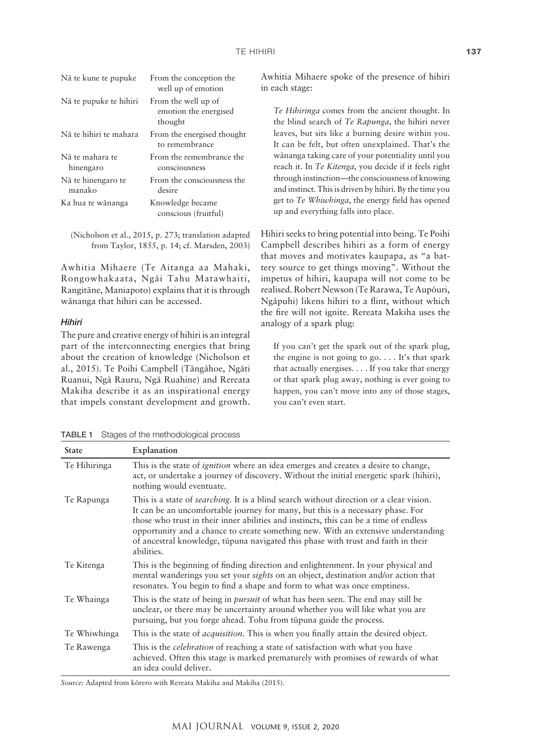| | |
|---|---|
| Nā te kune te pupuke | From the conception the well up of emotion |
| Nā te pupuke te hihiri | From the well up of emotion the energised thought |
| Nā te hihiri te mahara | From the energised thought to remembrance |
| Nā te mahara te hinengaro | From the remembrance the consciousness |
| Nā te hinengaro te manako | From the consciousness the desire |
| Ka hua te wānanga | Knowledge became conscious (fruitful) |

(Nicholson et al., 2015, p. 273; translation adapted from Taylor, 1855, p. 14; cf. Marsden, 2003)

Awhitia Mihaere (Te Aitanga aa Mahaki, Rongowhakaata, Ngāi Tahu Matawhaiti, Rangitāne, Maniapoto) explains that it is through wānanga that hihiri can be accessed.

### *Hihiri*

The pure and creative energy of hihiri is an integral part of the interconnecting energies that bring about the creation of knowledge (Nicholson et al., 2015). Te Poihi Campbell (Tāngāhoe, Ngāti Ruanui, Ngā Rauru, Ngā Ruahine) and Rereata Makiha describe it as an inspirational energy that impels constant development and growth. Awhitia Mihaere spoke of the presence of hihiri in each stage:

> *Te Hihiringa* comes from the ancient thought. In the blind search of *Te Rapunga*, the hihiri never leaves, but sits like a burning desire within you. It can be felt, but often unexplained. That's the wānanga taking care of your potentiality until you reach it. In *Te Kitenga*, you decide if it feels right through instinction—the consciousness of knowing and instinct. This is driven by hihiri. By the time you get to *Te Whiwhinga*, the energy field has opened up and everything falls into place.

Hihiri seeks to bring potential into being. Te Poihi Campbell describes hihiri as a form of energy that moves and motivates kaupapa, as "a battery source to get things moving". Without the impetus of hihiri, kaupapa will not come to be realised. Robert Newson (Te Rarawa, Te Aupōuri, Ngāpuhi) likens hihiri to a flint, without which the fire will not ignite. Rereata Makiha uses the analogy of a spark plug:

> If you can't get the spark out of the spark plug, the engine is not going to go. . . . It's that spark that actually energises. . . . If you take that energy or that spark plug away, nothing is ever going to happen, you can't move into any of those stages, you can't even start.

**TABLE 1** Stages of the methodological process

| State | Explanation |
|---|---|
| Te Hihiringa | This is the state of *ignition* where an idea emerges and creates a desire to change, act, or undertake a journey of discovery. Without the initial energetic spark (hihiri), nothing would eventuate. |
| Te Rapunga | This is a state of *searching*. It is a blind search without direction or a clear vision. It can be an uncomfortable journey for many, but this is a necessary phase. For those who trust in their inner abilities and instincts, this can be a time of endless opportunity and a chance to create something new. With an extensive understanding of ancestral knowledge, tūpuna navigated this phase with trust and faith in their abilities. |
| Te Kitenga | This is the beginning of finding direction and enlightenment. In your physical and mental wanderings you set your *sights* on an object, destination and/or action that resonates. You begin to find a shape and form to what was once emptiness. |
| Te Whainga | This is the state of being in *pursuit* of what has been seen. The end may still be unclear, or there may be uncertainty around whether you will like what you are pursuing, but you forge ahead. Tohu from tūpuna guide the process. |
| Te Whiwhinga | This is the state of *acquisition*. This is when you finally attain the desired object. |
| Te Rawenga | This is the *celebration* of reaching a state of satisfaction with what you have achieved. Often this stage is marked prematurely with promises of rewards of what an idea could deliver. |

*Source:* Adapted from kōrero with Rereata Makiha and Makiha (2015).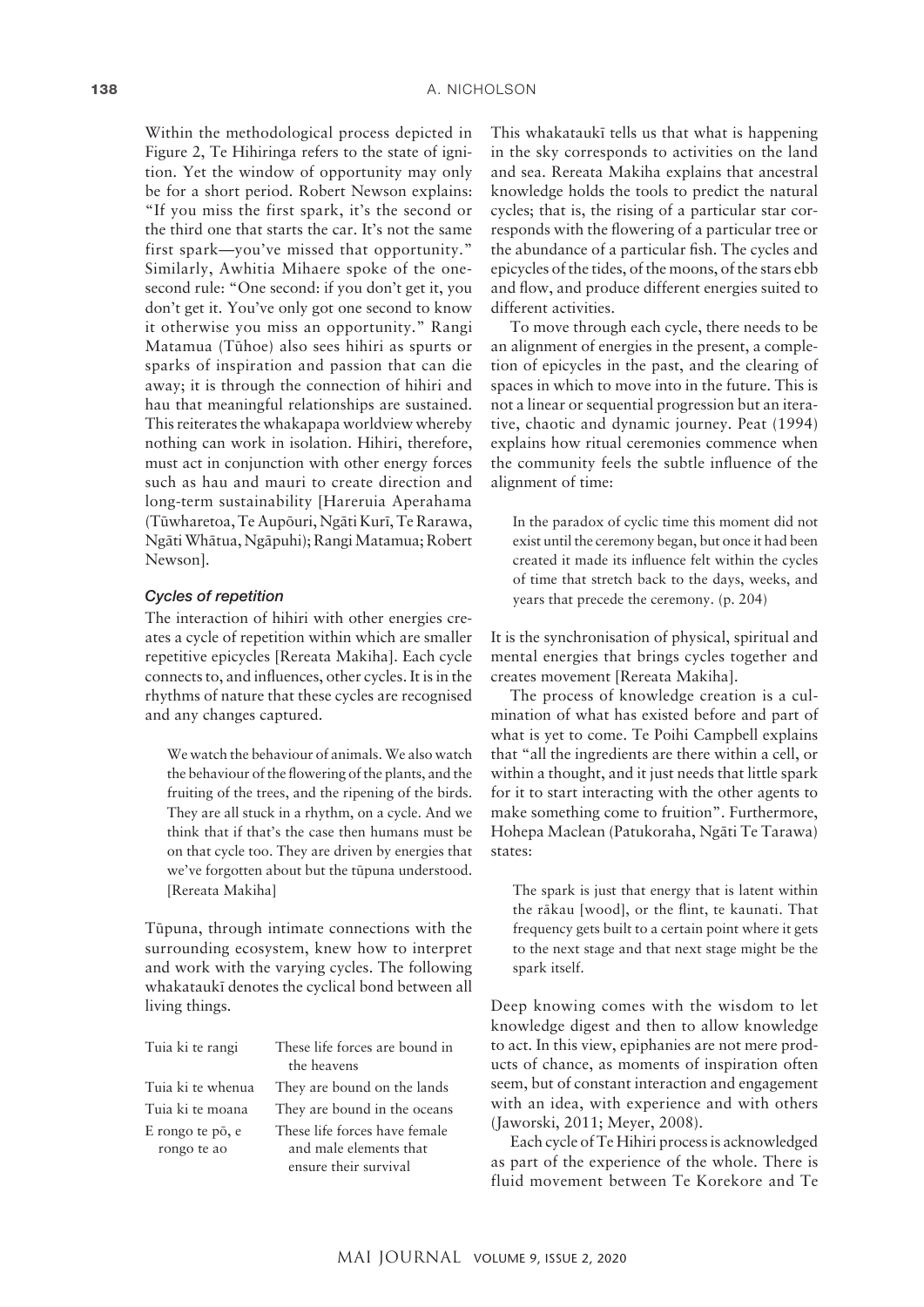Within the methodological process depicted in Figure 2, Te Hihiringa refers to the state of ignition. Yet the window of opportunity may only be for a short period. Robert Newson explains: "If you miss the first spark, it's the second or the third one that starts the car. It's not the same first spark—you've missed that opportunity." Similarly, Awhitia Mihaere spoke of the one-second rule: "One second: if you don't get it, you don't get it. You've only got one second to know it otherwise you miss an opportunity." Rangi Matamua (Tūhoe) also sees hihiri as spurts or sparks of inspiration and passion that can die away; it is through the connection of hihiri and hau that meaningful relationships are sustained. This reiterates the whakapapa worldview whereby nothing can work in isolation. Hihiri, therefore, must act in conjunction with other energy forces such as hau and mauri to create direction and long-term sustainability [Hareruia Aperahama (Tūwharetoa, Te Aupōuri, Ngāti Kurī, Te Rarawa, Ngāti Whātua, Ngāpuhi); Rangi Matamua; Robert Newson].

### *Cycles of repetition*

The interaction of hihiri with other energies creates a cycle of repetition within which are smaller repetitive epicycles [Rereata Makiha]. Each cycle connects to, and influences, other cycles. It is in the rhythms of nature that these cycles are recognised and any changes captured.

> We watch the behaviour of animals. We also watch the behaviour of the flowering of the plants, and the fruiting of the trees, and the ripening of the birds. They are all stuck in a rhythm, on a cycle. And we think that if that's the case then humans must be on that cycle too. They are driven by energies that we've forgotten about but the tūpuna understood. [Rereata Makiha]

Tūpuna, through intimate connections with the surrounding ecosystem, knew how to interpret and work with the varying cycles. The following whakataukī denotes the cyclical bond between all living things.

| | |
|---|---|
| Tuia ki te rangi | These life forces are bound in the heavens |
| Tuia ki te whenua | They are bound on the lands |
| Tuia ki te moana | They are bound in the oceans |
| E rongo te pō, e rongo te ao | These life forces have female and male elements that ensure their survival |

This whakataukī tells us that what is happening in the sky corresponds to activities on the land and sea. Rereata Makiha explains that ancestral knowledge holds the tools to predict the natural cycles; that is, the rising of a particular star corresponds with the flowering of a particular tree or the abundance of a particular fish. The cycles and epicycles of the tides, of the moons, of the stars ebb and flow, and produce different energies suited to different activities.

To move through each cycle, there needs to be an alignment of energies in the present, a completion of epicycles in the past, and the clearing of spaces in which to move into in the future. This is not a linear or sequential progression but an iterative, chaotic and dynamic journey. Peat (1994) explains how ritual ceremonies commence when the community feels the subtle influence of the alignment of time:

> In the paradox of cyclic time this moment did not exist until the ceremony began, but once it had been created it made its influence felt within the cycles of time that stretch back to the days, weeks, and years that precede the ceremony. (p. 204)

It is the synchronisation of physical, spiritual and mental energies that brings cycles together and creates movement [Rereata Makiha].

The process of knowledge creation is a culmination of what has existed before and part of what is yet to come. Te Poihi Campbell explains that "all the ingredients are there within a cell, or within a thought, and it just needs that little spark for it to start interacting with the other agents to make something come to fruition". Furthermore, Hohepa Maclean (Patukoraha, Ngāti Te Tarawa) states:

> The spark is just that energy that is latent within the rākau [wood], or the flint, te kaunati. That frequency gets built to a certain point where it gets to the next stage and that next stage might be the spark itself.

Deep knowing comes with the wisdom to let knowledge digest and then to allow knowledge to act. In this view, epiphanies are not mere products of chance, as moments of inspiration often seem, but of constant interaction and engagement with an idea, with experience and with others (Jaworski, 2011; Meyer, 2008).

Each cycle of Te Hihiri process is acknowledged as part of the experience of the whole. There is fluid movement between Te Korekore and Te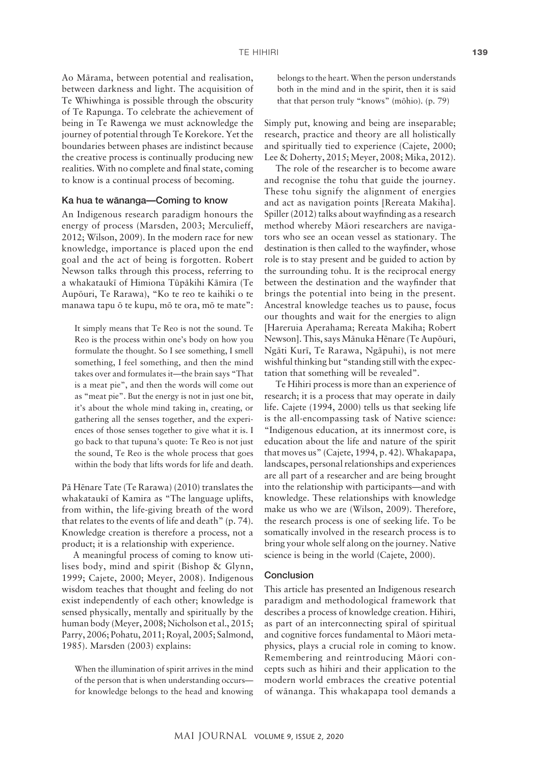Ao Mārama, between potential and realisation, between darkness and light. The acquisition of Te Whiwhinga is possible through the obscurity of Te Rapunga. To celebrate the achievement of being in Te Rawenga we must acknowledge the journey of potential through Te Korekore. Yet the boundaries between phases are indistinct because the creative process is continually producing new realities. With no complete and final state, coming to know is a continual process of becoming.

### Ka hua te wānanga—Coming to know

An Indigenous research paradigm honours the energy of process (Marsden, 2003; Merculieff, 2012; Wilson, 2009). In the modern race for new knowledge, importance is placed upon the end goal and the act of being is forgotten. Robert Newson talks through this process, referring to a whakataukī of Himiona Tūpākihi Kāmira (Te Aupōuri, Te Rarawa), "Ko te reo te kaihiki o te manawa tapu ō te kupu, mō te ora, mō te mate":

> It simply means that Te Reo is not the sound. Te Reo is the process within one's body on how you formulate the thought. So I see something, I smell something, I feel something, and then the mind takes over and formulates it—the brain says "That is a meat pie", and then the words will come out as "meat pie". But the energy is not in just one bit, it's about the whole mind taking in, creating, or gathering all the senses together, and the experiences of those senses together to give what it is. I go back to that tupuna's quote: Te Reo is not just the sound, Te Reo is the whole process that goes within the body that lifts words for life and death.

Pā Hēnare Tate (Te Rarawa) (2010) translates the whakataukī of Kamira as "The language uplifts, from within, the life-giving breath of the word that relates to the events of life and death" (p. 74). Knowledge creation is therefore a process, not a product; it is a relationship with experience.

A meaningful process of coming to know utilises body, mind and spirit (Bishop & Glynn, 1999; Cajete, 2000; Meyer, 2008). Indigenous wisdom teaches that thought and feeling do not exist independently of each other; knowledge is sensed physically, mentally and spiritually by the human body (Meyer, 2008; Nicholson et al., 2015; Parry, 2006; Pohatu, 2011; Royal, 2005; Salmond, 1985). Marsden (2003) explains:

> When the illumination of spirit arrives in the mind of the person that is when understanding occurs—for knowledge belongs to the head and knowing belongs to the heart. When the person understands both in the mind and in the spirit, then it is said that that person truly "knows" (mōhio). (p. 79)

Simply put, knowing and being are inseparable; research, practice and theory are all holistically and spiritually tied to experience (Cajete, 2000; Lee & Doherty, 2015; Meyer, 2008; Mika, 2012).

The role of the researcher is to become aware and recognise the tohu that guide the journey. These tohu signify the alignment of energies and act as navigation points [Rereata Makiha]. Spiller (2012) talks about wayfinding as a research method whereby Māori researchers are navigators who see an ocean vessel as stationary. The destination is then called to the wayfinder, whose role is to stay present and be guided to action by the surrounding tohu. It is the reciprocal energy between the destination and the wayfinder that brings the potential into being in the present. Ancestral knowledge teaches us to pause, focus our thoughts and wait for the energies to align [Hareruia Aperahama; Rereata Makiha; Robert Newson]. This, says Mānuka Hēnare (Te Aupōuri, Ngāti Kurī, Te Rarawa, Ngāpuhi), is not mere wishful thinking but "standing still with the expectation that something will be revealed".

Te Hihiri process is more than an experience of research; it is a process that may operate in daily life. Cajete (1994, 2000) tells us that seeking life is the all-encompassing task of Native science: "Indigenous education, at its innermost core, is education about the life and nature of the spirit that moves us" (Cajete, 1994, p. 42). Whakapapa, landscapes, personal relationships and experiences are all part of a researcher and are being brought into the relationship with participants—and with knowledge. These relationships with knowledge make us who we are (Wilson, 2009). Therefore, the research process is one of seeking life. To be somatically involved in the research process is to bring your whole self along on the journey. Native science is being in the world (Cajete, 2000).

### Conclusion

This article has presented an Indigenous research paradigm and methodological framework that describes a process of knowledge creation. Hihiri, as part of an interconnecting spiral of spiritual and cognitive forces fundamental to Māori metaphysics, plays a crucial role in coming to know. Remembering and reintroducing Māori concepts such as hihiri and their application to the modern world embraces the creative potential of wānanga. This whakapapa tool demands a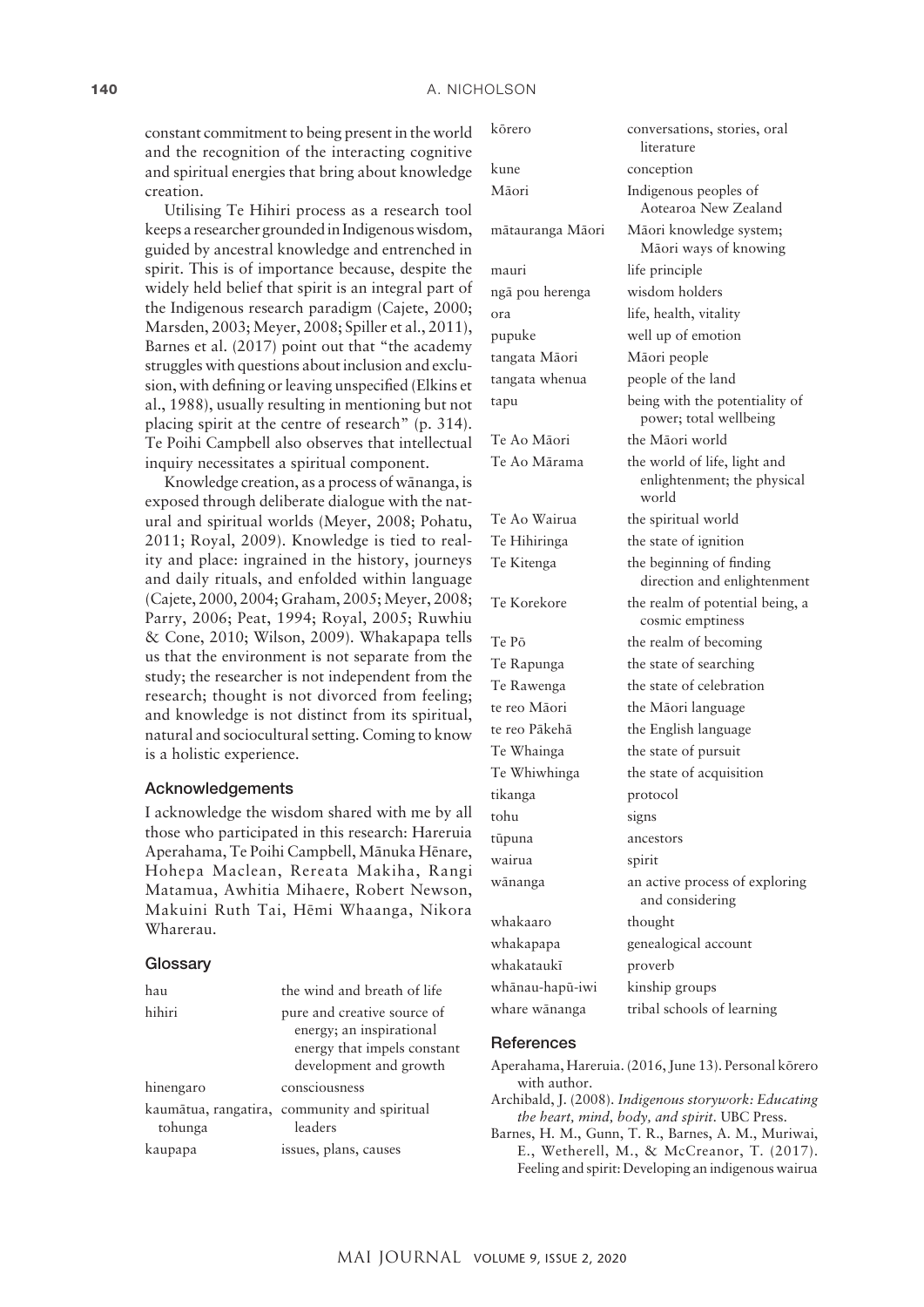constant commitment to being present in the world and the recognition of the interacting cognitive and spiritual energies that bring about knowledge creation.

Utilising Te Hihiri process as a research tool keeps a researcher grounded in Indigenous wisdom, guided by ancestral knowledge and entrenched in spirit. This is of importance because, despite the widely held belief that spirit is an integral part of the Indigenous research paradigm (Cajete, 2000; Marsden, 2003; Meyer, 2008; Spiller et al., 2011), Barnes et al. (2017) point out that "the academy struggles with questions about inclusion and exclusion, with defining or leaving unspecified (Elkins et al., 1988), usually resulting in mentioning but not placing spirit at the centre of research" (p. 314). Te Poihi Campbell also observes that intellectual inquiry necessitates a spiritual component.

Knowledge creation, as a process of wānanga, is exposed through deliberate dialogue with the natural and spiritual worlds (Meyer, 2008; Pohatu, 2011; Royal, 2009). Knowledge is tied to reality and place: ingrained in the history, journeys and daily rituals, and enfolded within language (Cajete, 2000, 2004; Graham, 2005; Meyer, 2008; Parry, 2006; Peat, 1994; Royal, 2005; Ruwhiu & Cone, 2010; Wilson, 2009). Whakapapa tells us that the environment is not separate from the study; the researcher is not independent from the research; thought is not divorced from feeling; and knowledge is not distinct from its spiritual, natural and sociocultural setting. Coming to know is a holistic experience.

## Acknowledgements

I acknowledge the wisdom shared with me by all those who participated in this research: Hareruia Aperahama, Te Poihi Campbell, Mānuka Hēnare, Hohepa Maclean, Rereata Makiha, Rangi Matamua, Awhitia Mihaere, Robert Newson, Makuini Ruth Tai, Hēmi Whaanga, Nikora Wharerau.

## Glossary

| | |
|---|---|
| hau | the wind and breath of life |
| hihiri | pure and creative source of energy; an inspirational energy that impels constant development and growth |
| hinengaro | consciousness |
| kaumātua, rangatira, tohunga | community and spiritual leaders |
| kaupapa | issues, plans, causes |
| kōrero | conversations, stories, oral literature |
| kune | conception |
| Māori | Indigenous peoples of Aotearoa New Zealand |
| mātauranga Māori | Māori knowledge system; Māori ways of knowing |
| mauri | life principle |
| ngā pou herenga | wisdom holders |
| ora | life, health, vitality |
| pupuke | well up of emotion |
| tangata Māori | Māori people |
| tangata whenua | people of the land |
| tapu | being with the potentiality of power; total wellbeing |
| Te Ao Māori | the Māori world |
| Te Ao Mārama | the world of life, light and enlightenment; the physical world |
| Te Ao Wairua | the spiritual world |
| Te Hihiringa | the state of ignition |
| Te Kitenga | the beginning of finding direction and enlightenment |
| Te Korekore | the realm of potential being, a cosmic emptiness |
| Te Pō | the realm of becoming |
| Te Rapunga | the state of searching |
| Te Rawenga | the state of celebration |
| te reo Māori | the Māori language |
| te reo Pākehā | the English language |
| Te Whainga | the state of pursuit |
| Te Whiwhinga | the state of acquisition |
| tikanga | protocol |
| tohu | signs |
| tūpuna | ancestors |
| wairua | spirit |
| wānanga | an active process of exploring and considering |
| whakaaro | thought |
| whakapapa | genealogical account |
| whakataukī | proverb |
| whānau-hapū-iwi | kinship groups |
| whare wānanga | tribal schools of learning |

## References

Aperahama, Hareruia. (2016, June 13). Personal kōrero with author.

Archibald, J. (2008). *Indigenous storywork: Educating the heart, mind, body, and spirit*. UBC Press.

Barnes, H. M., Gunn, T. R., Barnes, A. M., Muriwai, E., Wetherell, M., & McCreanor, T. (2017). Feeling and spirit: Developing an indigenous wairua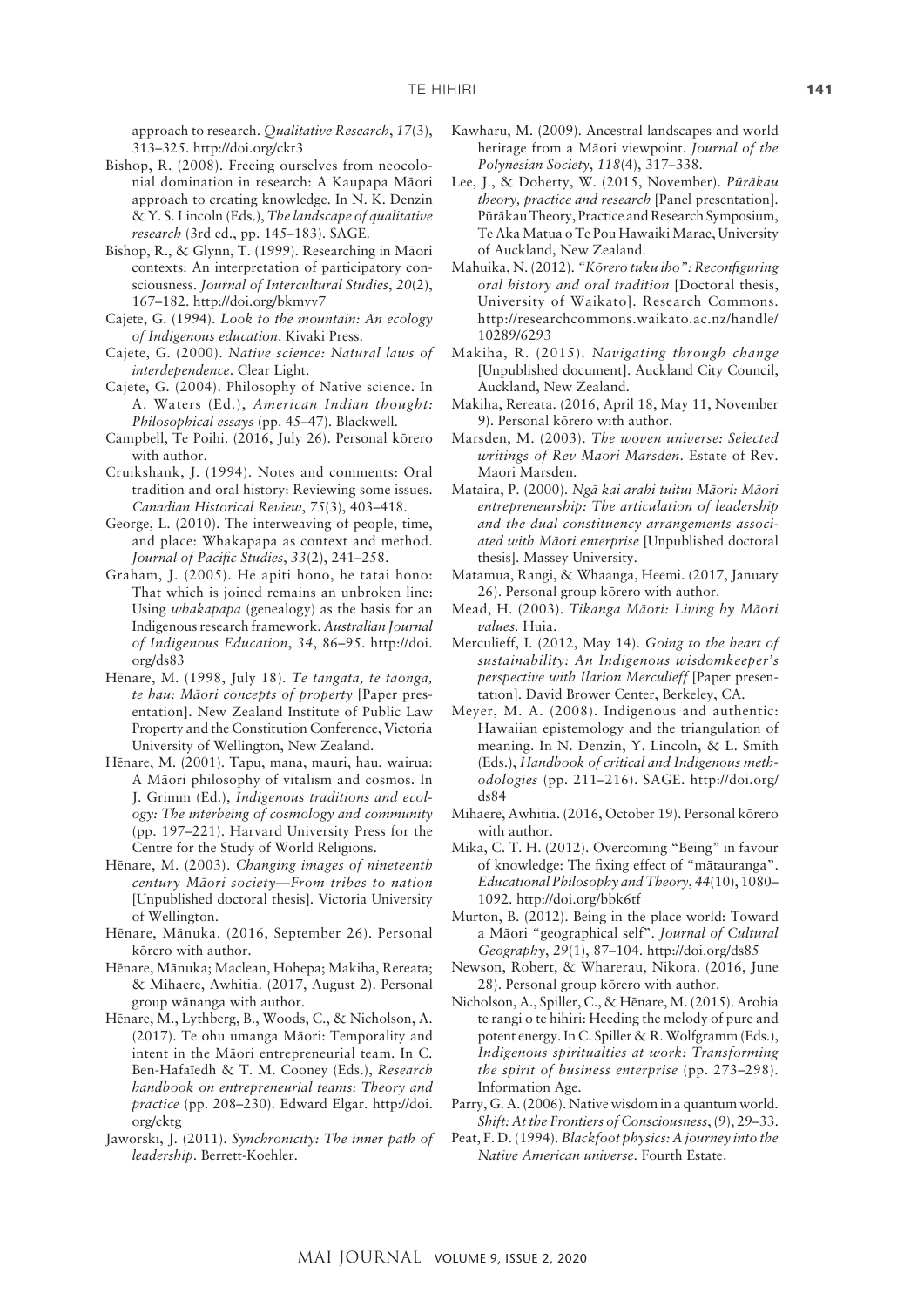approach to research. *Qualitative Research*, *17*(3), 313–325. http://doi.org/ckt3

Bishop, R. (2008). Freeing ourselves from neocolonial domination in research: A Kaupapa Māori approach to creating knowledge. In N. K. Denzin & Y. S. Lincoln (Eds.), *The landscape of qualitative research* (3rd ed., pp. 145–183). SAGE.

Bishop, R., & Glynn, T. (1999). Researching in Māori contexts: An interpretation of participatory consciousness. *Journal of Intercultural Studies*, *20*(2), 167–182. http://doi.org/bkmvv7

Cajete, G. (1994). *Look to the mountain: An ecology of Indigenous education*. Kivaki Press.

Cajete, G. (2000). *Native science: Natural laws of interdependence*. Clear Light.

Cajete, G. (2004). Philosophy of Native science. In A. Waters (Ed.), *American Indian thought: Philosophical essays* (pp. 45–47). Blackwell.

Campbell, Te Poihi. (2016, July 26). Personal kōrero with author.

Cruikshank, J. (1994). Notes and comments: Oral tradition and oral history: Reviewing some issues. *Canadian Historical Review*, *75*(3), 403–418.

George, L. (2010). The interweaving of people, time, and place: Whakapapa as context and method. *Journal of Pacific Studies*, *33*(2), 241–258.

Graham, J. (2005). He apiti hono, he tatai hono: That which is joined remains an unbroken line: Using *whakapapa* (genealogy) as the basis for an Indigenous research framework. *Australian Journal of Indigenous Education*, *34*, 86–95. http://doi.org/ds83

Hēnare, M. (1998, July 18). *Te tangata, te taonga, te hau: Māori concepts of property* [Paper presentation]. New Zealand Institute of Public Law Property and the Constitution Conference, Victoria University of Wellington, New Zealand.

Hēnare, M. (2001). Tapu, mana, mauri, hau, wairua: A Māori philosophy of vitalism and cosmos. In J. Grimm (Ed.), *Indigenous traditions and ecology: The interbeing of cosmology and community* (pp. 197–221). Harvard University Press for the Centre for the Study of World Religions.

Hēnare, M. (2003). *Changing images of nineteenth century Māori society—From tribes to nation* [Unpublished doctoral thesis]. Victoria University of Wellington.

Hēnare, Mānuka. (2016, September 26). Personal kōrero with author.

Hēnare, Mānuka; Maclean, Hohepa; Makiha, Rereata; & Mihaere, Awhitia. (2017, August 2). Personal group wānanga with author.

Hēnare, M., Lythberg, B., Woods, C., & Nicholson, A. (2017). Te ohu umanga Māori: Temporality and intent in the Māori entrepreneurial team. In C. Ben-Hafaïedh & T. M. Cooney (Eds.), *Research handbook on entrepreneurial teams: Theory and practice* (pp. 208–230). Edward Elgar. http://doi.org/cktg

Jaworski, J. (2011). *Synchronicity: The inner path of leadership*. Berrett-Koehler.

Kawharu, M. (2009). Ancestral landscapes and world heritage from a Māori viewpoint. *Journal of the Polynesian Society*, *118*(4), 317–338.

Lee, J., & Doherty, W. (2015, November). *Pūrākau theory, practice and research* [Panel presentation]. Pūrākau Theory, Practice and Research Symposium, Te Aka Matua o Te Pou Hawaiki Marae, University of Auckland, New Zealand.

Mahuika, N. (2012). *"Kōrero tuku iho": Reconfiguring oral history and oral tradition* [Doctoral thesis, University of Waikato]. Research Commons. http://researchcommons.waikato.ac.nz/handle/10289/6293

Makiha, R. (2015). *Navigating through change* [Unpublished document]. Auckland City Council, Auckland, New Zealand.

Makiha, Rereata. (2016, April 18, May 11, November 9). Personal kōrero with author.

Marsden, M. (2003). *The woven universe: Selected writings of Rev Maori Marsden*. Estate of Rev. Maori Marsden.

Mataira, P. (2000). *Ngā kai arahi tuitui Māori: Māori entrepreneurship: The articulation of leadership and the dual constituency arrangements associated with Māori enterprise* [Unpublished doctoral thesis]. Massey University.

Matamua, Rangi, & Whaanga, Heemi. (2017, January 26). Personal group kōrero with author.

Mead, H. (2003). *Tikanga Māori: Living by Māori values*. Huia.

Merculieff, I. (2012, May 14). *Going to the heart of sustainability: An Indigenous wisdomkeeper's perspective with Ilarion Merculieff* [Paper presentation]. David Brower Center, Berkeley, CA.

Meyer, M. A. (2008). Indigenous and authentic: Hawaiian epistemology and the triangulation of meaning. In N. Denzin, Y. Lincoln, & L. Smith (Eds.), *Handbook of critical and Indigenous methodologies* (pp. 211–216). SAGE. http://doi.org/ds84

Mihaere, Awhitia. (2016, October 19). Personal kōrero with author.

Mika, C. T. H. (2012). Overcoming "Being" in favour of knowledge: The fixing effect of "mātauranga". *Educational Philosophy and Theory*, *44*(10), 1080–1092. http://doi.org/bbk6tf

Murton, B. (2012). Being in the place world: Toward a Māori "geographical self". *Journal of Cultural Geography*, *29*(1), 87–104. http://doi.org/ds85

Newson, Robert, & Wharerau, Nikora. (2016, June 28). Personal group kōrero with author.

Nicholson, A., Spiller, C., & Hēnare, M. (2015). Arohia te rangi o te hihiri: Heeding the melody of pure and potent energy. In C. Spiller & R. Wolfgramm (Eds.), *Indigenous spiritualties at work: Transforming the spirit of business enterprise* (pp. 273–298). Information Age.

Parry, G. A. (2006). Native wisdom in a quantum world. *Shift: At the Frontiers of Consciousness*, (9), 29–33.

Peat, F. D. (1994). *Blackfoot physics: A journey into the Native American universe*. Fourth Estate.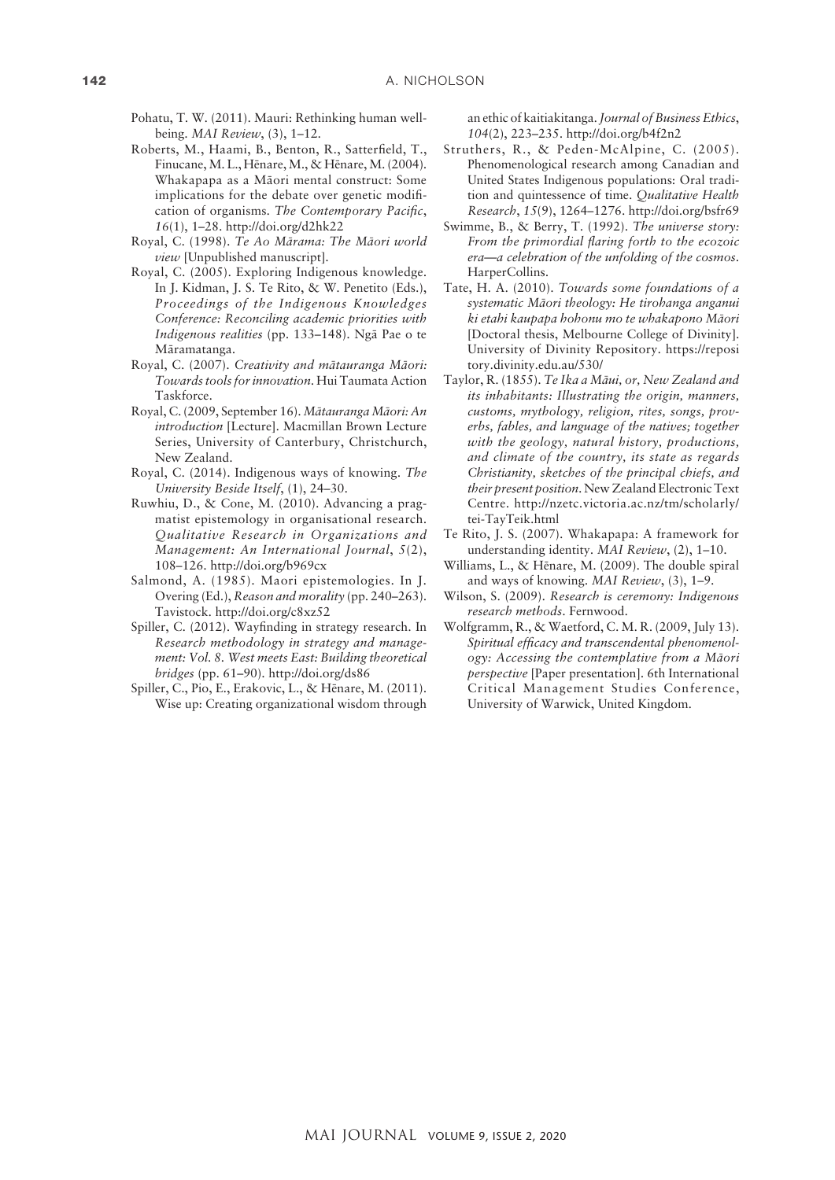Pohatu, T. W. (2011). Mauri: Rethinking human wellbeing. *MAI Review*, (3), 1–12.

Roberts, M., Haami, B., Benton, R., Satterfield, T., Finucane, M. L., Hēnare, M., & Hēnare, M. (2004). Whakapapa as a Māori mental construct: Some implications for the debate over genetic modification of organisms. *The Contemporary Pacific*, *16*(1), 1–28. http://doi.org/d2hk22

Royal, C. (1998). *Te Ao Mārama: The Māori world view* [Unpublished manuscript].

Royal, C. (2005). Exploring Indigenous knowledge. In J. Kidman, J. S. Te Rito, & W. Penetito (Eds.), *Proceedings of the Indigenous Knowledges Conference: Reconciling academic priorities with Indigenous realities* (pp. 133–148). Ngā Pae o te Māramatanga.

Royal, C. (2007). *Creativity and mātauranga Māori: Towards tools for innovation*. Hui Taumata Action Taskforce.

Royal, C. (2009, September 16). *Mātauranga Māori: An introduction* [Lecture]. Macmillan Brown Lecture Series, University of Canterbury, Christchurch, New Zealand.

Royal, C. (2014). Indigenous ways of knowing. *The University Beside Itself*, (1), 24–30.

Ruwhiu, D., & Cone, M. (2010). Advancing a pragmatist epistemology in organisational research. *Qualitative Research in Organizations and Management: An International Journal*, *5*(2), 108–126. http://doi.org/b969cx

Salmond, A. (1985). Maori epistemologies. In J. Overing (Ed.), *Reason and morality* (pp. 240–263). Tavistock. http://doi.org/c8xz52

Spiller, C. (2012). Wayfinding in strategy research. In *Research methodology in strategy and management: Vol. 8. West meets East: Building theoretical bridges* (pp. 61–90). http://doi.org/ds86

Spiller, C., Pio, E., Erakovic, L., & Hēnare, M. (2011). Wise up: Creating organizational wisdom through an ethic of kaitiakitanga. *Journal of Business Ethics*, *104*(2), 223–235. http://doi.org/b4f2n2

Struthers, R., & Peden-McAlpine, C. (2005). Phenomenological research among Canadian and United States Indigenous populations: Oral tradition and quintessence of time. *Qualitative Health Research*, *15*(9), 1264–1276. http://doi.org/bsfr69

Swimme, B., & Berry, T. (1992). *The universe story: From the primordial flaring forth to the ecozoic era—a celebration of the unfolding of the cosmos*. HarperCollins.

Tate, H. A. (2010). *Towards some foundations of a systematic Māori theology: He tirohanga anganui ki etahi kaupapa hohonu mo te whakapono Māori* [Doctoral thesis, Melbourne College of Divinity]. University of Divinity Repository. https://repository.divinity.edu.au/530/

Taylor, R. (1855). *Te Ika a Māui, or, New Zealand and its inhabitants: Illustrating the origin, manners, customs, mythology, religion, rites, songs, proverbs, fables, and language of the natives; together with the geology, natural history, productions, and climate of the country, its state as regards Christianity, sketches of the principal chiefs, and their present position*. New Zealand Electronic Text Centre. http://nzetc.victoria.ac.nz/tm/scholarly/tei-TayTeik.html

Te Rito, J. S. (2007). Whakapapa: A framework for understanding identity. *MAI Review*, (2), 1–10.

Williams, L., & Hēnare, M. (2009). The double spiral and ways of knowing. *MAI Review*, (3), 1–9.

Wilson, S. (2009). *Research is ceremony: Indigenous research methods*. Fernwood.

Wolfgramm, R., & Waetford, C. M. R. (2009, July 13). *Spiritual efficacy and transcendental phenomenology: Accessing the contemplative from a Māori perspective* [Paper presentation]. 6th International Critical Management Studies Conference, University of Warwick, United Kingdom.